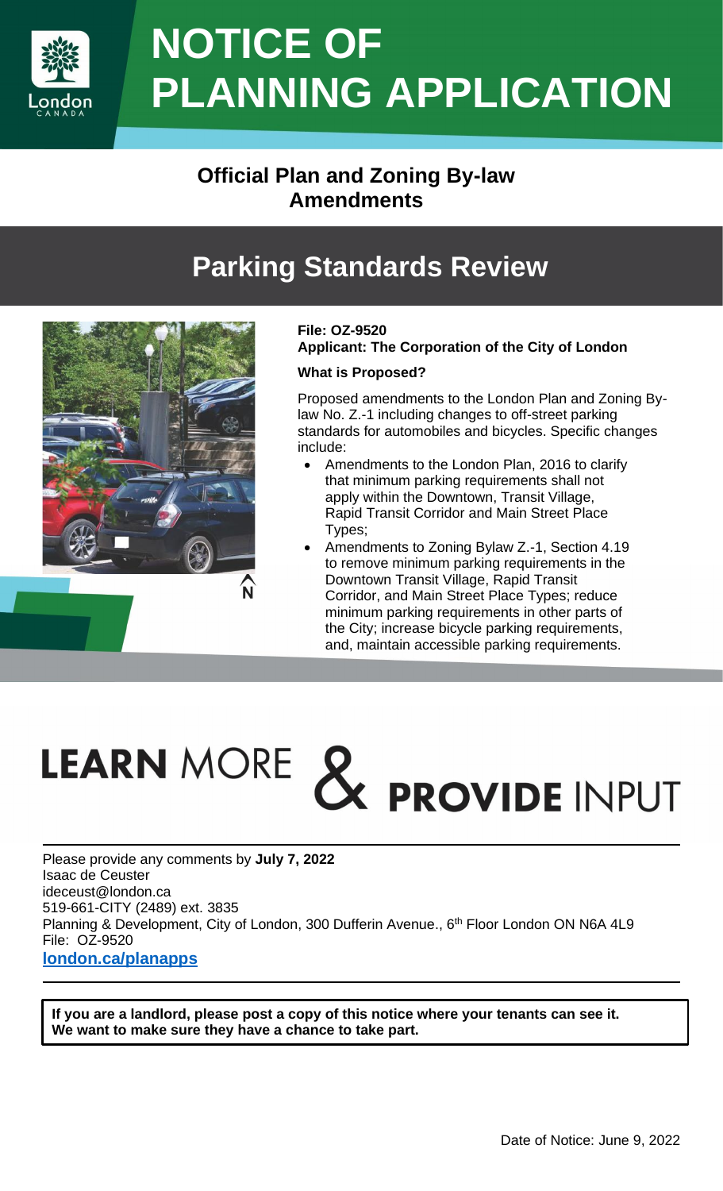# NOTICE OF PLANNING APPLICATION

## Official Plan and Zoning By-law Amendments

## Parking Standards Review

**File: OZ-9520**
**Applicant: The Corporation of the City of London**

**What is Proposed?**

Proposed amendments to the London Plan and Zoning By-law No. Z.-1 including changes to off-street parking standards for automobiles and bicycles. Specific changes include:

- Amendments to the London Plan, 2016 to clarify that minimum parking requirements shall not apply within the Downtown, Transit Village, Rapid Transit Corridor and Main Street Place Types;
- Amendments to Zoning Bylaw Z.-1, Section 4.19 to remove minimum parking requirements in the Downtown Transit Village, Rapid Transit Corridor, and Main Street Place Types; reduce minimum parking requirements in other parts of the City; increase bicycle parking requirements, and, maintain accessible parking requirements.

## LEARN MORE & PROVIDE INPUT

Please provide any comments by **July 7, 2022**
Isaac de Ceuster
ideceust@london.ca
519-661-CITY (2489) ext. 3835
Planning & Development, City of London, 300 Dufferin Avenue., 6th Floor London ON N6A 4L9
File: OZ-9520
**london.ca/planapps**

**If you are a landlord, please post a copy of this notice where your tenants can see it. We want to make sure they have a chance to take part.**

Date of Notice: June 9, 2022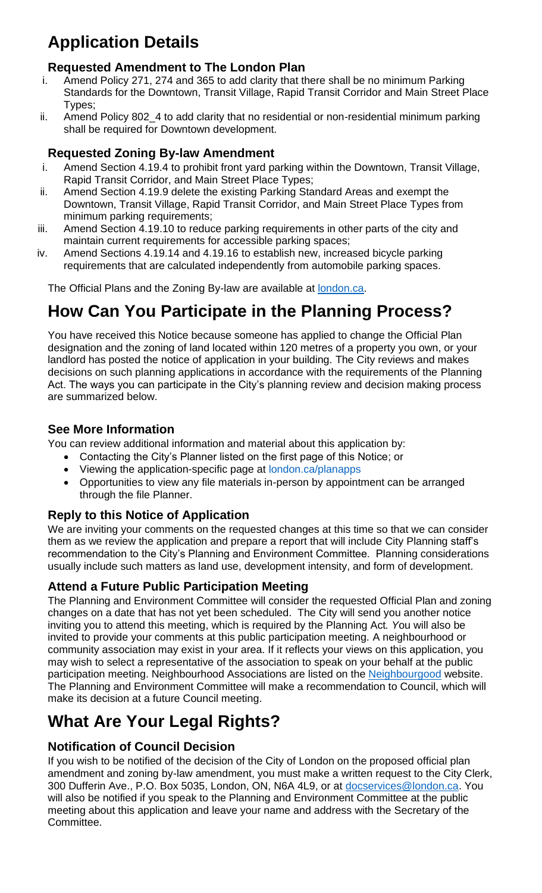# Application Details

### Requested Amendment to The London Plan

i. Amend Policy 271, 274 and 365 to add clarity that there shall be no minimum Parking Standards for the Downtown, Transit Village, Rapid Transit Corridor and Main Street Place Types;

ii. Amend Policy 802_4 to add clarity that no residential or non-residential minimum parking shall be required for Downtown development.

### Requested Zoning By-law Amendment

i. Amend Section 4.19.4 to prohibit front yard parking within the Downtown, Transit Village, Rapid Transit Corridor, and Main Street Place Types;

ii. Amend Section 4.19.9 delete the existing Parking Standard Areas and exempt the Downtown, Transit Village, Rapid Transit Corridor, and Main Street Place Types from minimum parking requirements;

iii. Amend Section 4.19.10 to reduce parking requirements in other parts of the city and maintain current requirements for accessible parking spaces;

iv. Amend Sections 4.19.14 and 4.19.16 to establish new, increased bicycle parking requirements that are calculated independently from automobile parking spaces.

The Official Plans and the Zoning By-law are available at london.ca.

# How Can You Participate in the Planning Process?

You have received this Notice because someone has applied to change the Official Plan designation and the zoning of land located within 120 metres of a property you own, or your landlord has posted the notice of application in your building. The City reviews and makes decisions on such planning applications in accordance with the requirements of the Planning Act. The ways you can participate in the City's planning review and decision making process are summarized below.

### See More Information

You can review additional information and material about this application by:

- Contacting the City's Planner listed on the first page of this Notice; or
- Viewing the application-specific page at london.ca/planapps
- Opportunities to view any file materials in-person by appointment can be arranged through the file Planner.

### Reply to this Notice of Application

We are inviting your comments on the requested changes at this time so that we can consider them as we review the application and prepare a report that will include City Planning staff's recommendation to the City's Planning and Environment Committee. Planning considerations usually include such matters as land use, development intensity, and form of development.

### Attend a Future Public Participation Meeting

The Planning and Environment Committee will consider the requested Official Plan and zoning changes on a date that has not yet been scheduled. The City will send you another notice inviting you to attend this meeting, which is required by the Planning Act. You will also be invited to provide your comments at this public participation meeting. A neighbourhood or community association may exist in your area. If it reflects your views on this application, you may wish to select a representative of the association to speak on your behalf at the public participation meeting. Neighbourhood Associations are listed on the Neighbourgood website. The Planning and Environment Committee will make a recommendation to Council, which will make its decision at a future Council meeting.

# What Are Your Legal Rights?

### Notification of Council Decision

If you wish to be notified of the decision of the City of London on the proposed official plan amendment and zoning by-law amendment, you must make a written request to the City Clerk, 300 Dufferin Ave., P.O. Box 5035, London, ON, N6A 4L9, or at docservices@london.ca. You will also be notified if you speak to the Planning and Environment Committee at the public meeting about this application and leave your name and address with the Secretary of the Committee.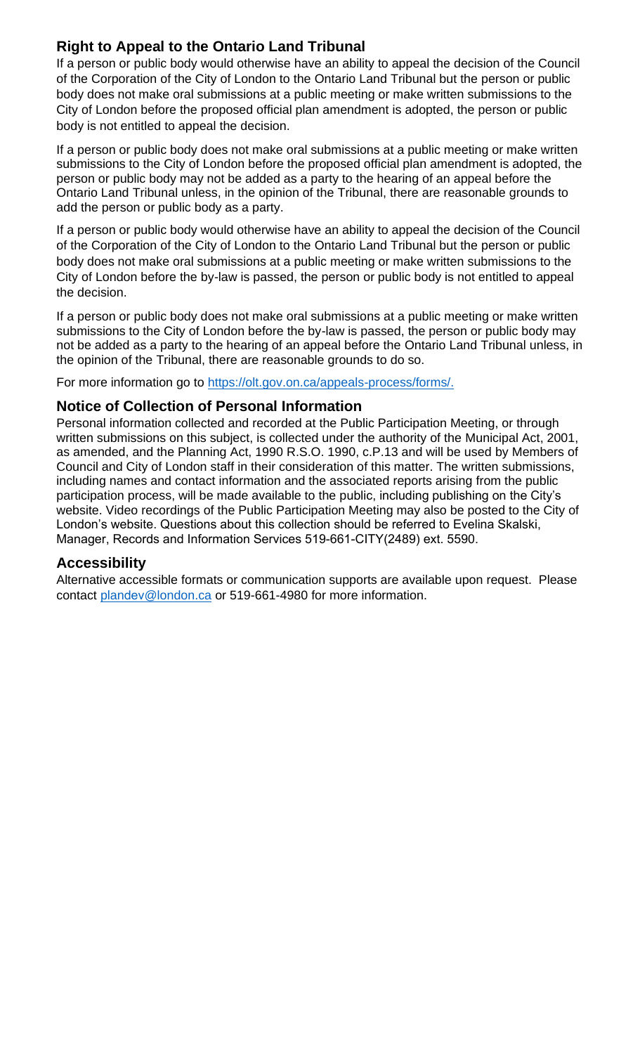## Right to Appeal to the Ontario Land Tribunal

If a person or public body would otherwise have an ability to appeal the decision of the Council of the Corporation of the City of London to the Ontario Land Tribunal but the person or public body does not make oral submissions at a public meeting or make written submissions to the City of London before the proposed official plan amendment is adopted, the person or public body is not entitled to appeal the decision.

If a person or public body does not make oral submissions at a public meeting or make written submissions to the City of London before the proposed official plan amendment is adopted, the person or public body may not be added as a party to the hearing of an appeal before the Ontario Land Tribunal unless, in the opinion of the Tribunal, there are reasonable grounds to add the person or public body as a party.

If a person or public body would otherwise have an ability to appeal the decision of the Council of the Corporation of the City of London to the Ontario Land Tribunal but the person or public body does not make oral submissions at a public meeting or make written submissions to the City of London before the by-law is passed, the person or public body is not entitled to appeal the decision.

If a person or public body does not make oral submissions at a public meeting or make written submissions to the City of London before the by-law is passed, the person or public body may not be added as a party to the hearing of an appeal before the Ontario Land Tribunal unless, in the opinion of the Tribunal, there are reasonable grounds to do so.

For more information go to https://olt.gov.on.ca/appeals-process/forms/.

## Notice of Collection of Personal Information

Personal information collected and recorded at the Public Participation Meeting, or through written submissions on this subject, is collected under the authority of the Municipal Act, 2001, as amended, and the Planning Act, 1990 R.S.O. 1990, c.P.13 and will be used by Members of Council and City of London staff in their consideration of this matter. The written submissions, including names and contact information and the associated reports arising from the public participation process, will be made available to the public, including publishing on the City's website. Video recordings of the Public Participation Meeting may also be posted to the City of London's website. Questions about this collection should be referred to Evelina Skalski, Manager, Records and Information Services 519-661-CITY(2489) ext. 5590.

## Accessibility

Alternative accessible formats or communication supports are available upon request. Please contact plandev@london.ca or 519-661-4980 for more information.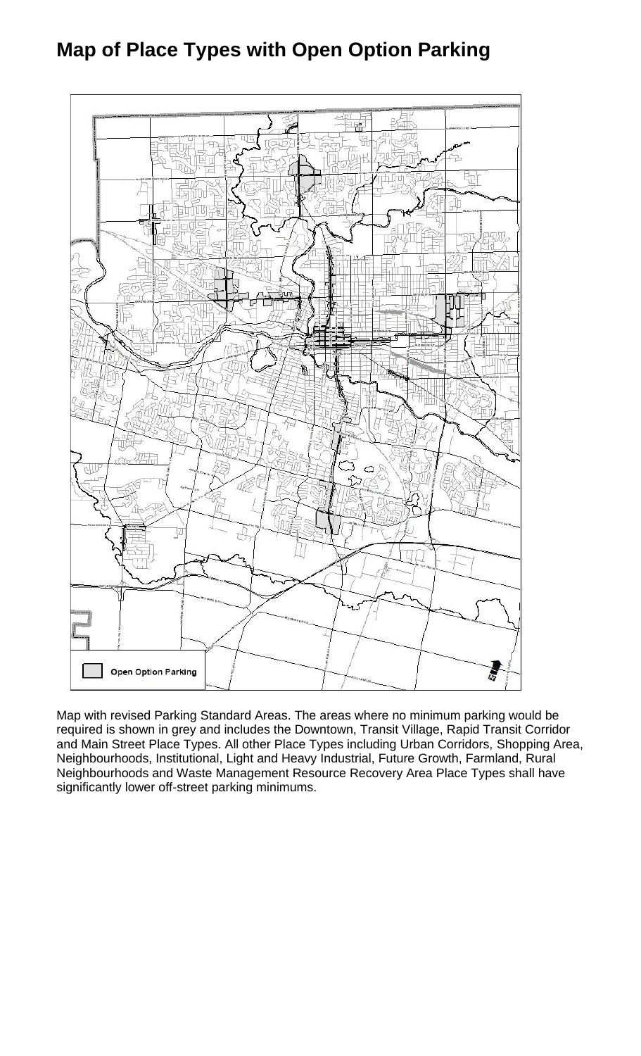# Map of Place Types with Open Option Parking

Open Option Parking

Map with revised Parking Standard Areas. The areas where no minimum parking would be required is shown in grey and includes the Downtown, Transit Village, Rapid Transit Corridor and Main Street Place Types. All other Place Types including Urban Corridors, Shopping Area, Neighbourhoods, Institutional, Light and Heavy Industrial, Future Growth, Farmland, Rural Neighbourhoods and Waste Management Resource Recovery Area Place Types shall have significantly lower off-street parking minimums.